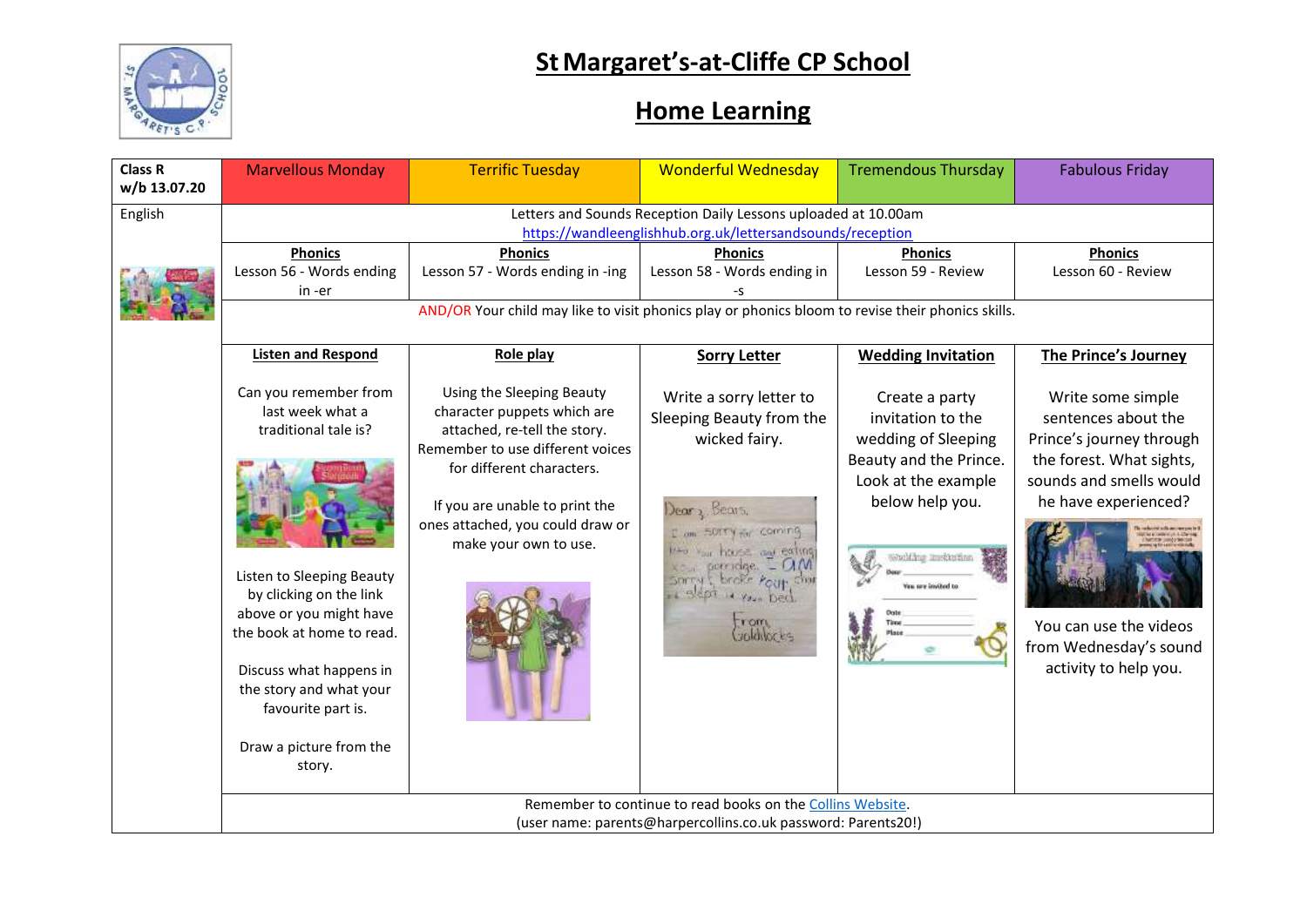# St Margaret's-at-Cliffe CP School

## Home Learning

| Class R w/b 13.07.20 | Marvellous Monday | Terrific Tuesday | Wonderful Wednesday | Tremendous Thursday | Fabulous Friday |
|---|---|---|---|---|---|
| English | Letters and Sounds Reception Daily Lessons uploaded at 10.00am https://wandleenglishhub.org.uk/lettersandsounds/reception | | | | |
| | **Phonics** Lesson 56 - Words ending in -er | **Phonics** Lesson 57 - Words ending in -ing | **Phonics** Lesson 58 - Words ending in -s | **Phonics** Lesson 59 - Review | **Phonics** Lesson 60 - Review |
| | AND/OR Your child may like to visit phonics play or phonics bloom to revise their phonics skills. | | | | |
| | **Listen and Respond**<br><br>Can you remember from last week what a traditional tale is?<br><br>Listen to Sleeping Beauty by clicking on the link above or you might have the book at home to read.<br><br>Discuss what happens in the story and what your favourite part is.<br><br>Draw a picture from the story. | **Role play**<br><br>Using the Sleeping Beauty character puppets which are attached, re-tell the story. Remember to use different voices for different characters.<br><br>If you are unable to print the ones attached, you could draw or make your own to use. | **Sorry Letter**<br><br>Write a sorry letter to Sleeping Beauty from the wicked fairy. | **Wedding Invitation**<br><br>Create a party invitation to the wedding of Sleeping Beauty and the Prince. Look at the example below help you. | **The Prince's Journey**<br><br>Write some simple sentences about the Prince's journey through the forest. What sights, sounds and smells would he have experienced?<br><br>You can use the videos from Wednesday's sound activity to help you. |
| | Remember to continue to read books on the Collins Website. (user name: parents@harpercollins.co.uk password: Parents20!) | | | | |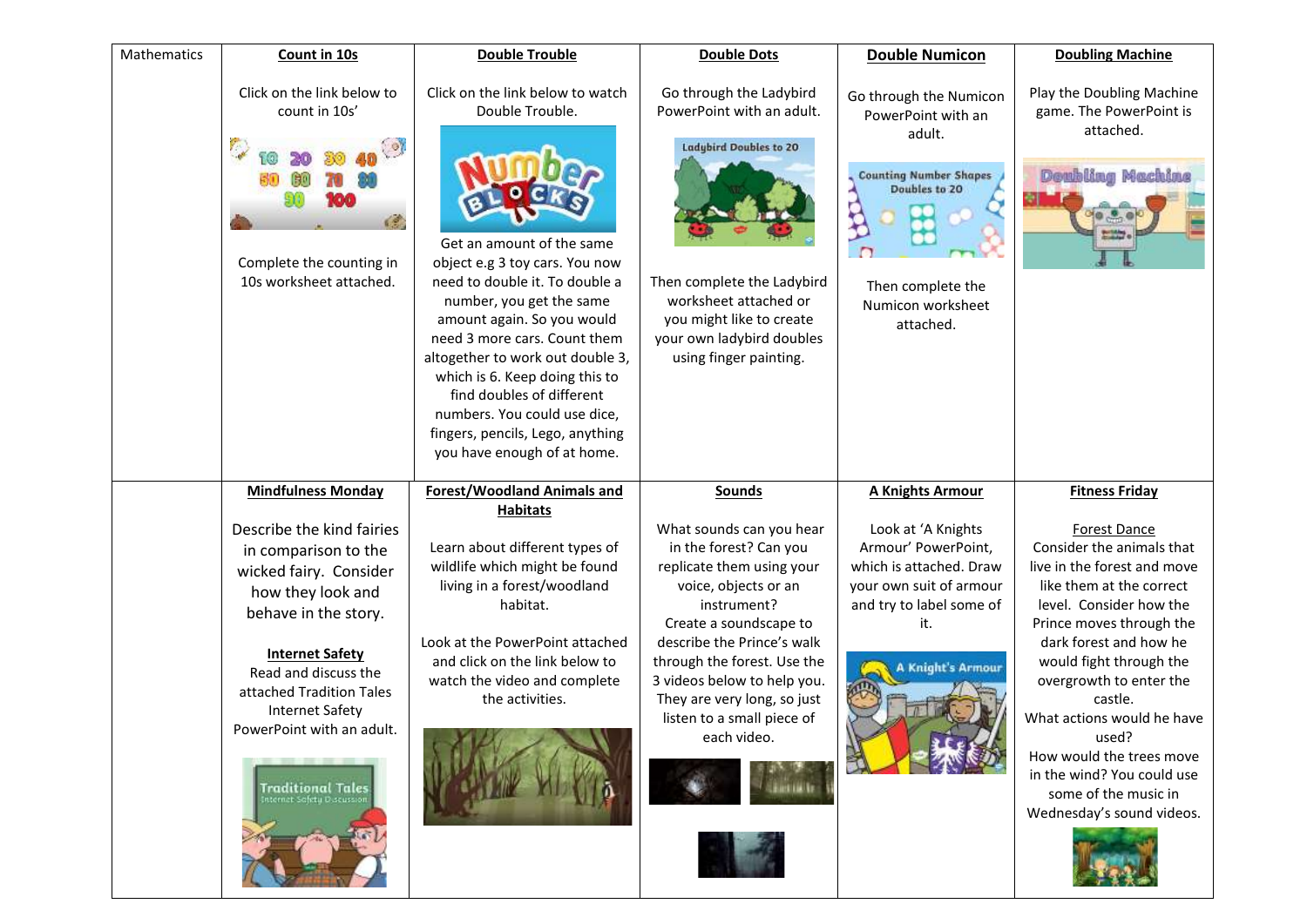| Mathematics | **Count in 10s**<br><br>Click on the link below to count in 10s'<br><br>Complete the counting in 10s worksheet attached. | **Double Trouble**<br><br>Click on the link below to watch Double Trouble.<br><br>Get an amount of the same object e.g 3 toy cars. You now need to double it. To double a number, you get the same amount again. So you would need 3 more cars. Count them altogether to work out double 3, which is 6. Keep doing this to find doubles of different numbers. You could use dice, fingers, pencils, Lego, anything you have enough of at home. | **Double Dots**<br><br>Go through the Ladybird PowerPoint with an adult.<br><br>Then complete the Ladybird worksheet attached or you might like to create your own ladybird doubles using finger painting. | **Double Numicon**<br><br>Go through the Numicon PowerPoint with an adult.<br><br>Then complete the Numicon worksheet attached. | **Doubling Machine**<br><br>Play the Doubling Machine game. The PowerPoint is attached. |
|---|---|---|---|---|---|
| | **Mindfulness Monday**<br><br>Describe the kind fairies in comparison to the wicked fairy. Consider how they look and behave in the story.<br><br>**Internet Safety**<br>Read and discuss the attached Tradition Tales Internet Safety PowerPoint with an adult. | **Forest/Woodland Animals and Habitats**<br><br>Learn about different types of wildlife which might be found living in a forest/woodland habitat.<br><br>Look at the PowerPoint attached and click on the link below to watch the video and complete the activities. | **Sounds**<br><br>What sounds can you hear in the forest? Can you replicate them using your voice, objects or an instrument?<br>Create a soundscape to describe the Prince's walk through the forest. Use the 3 videos below to help you. They are very long, so just listen to a small piece of each video. | **A Knights Armour**<br><br>Look at 'A Knights Armour' PowerPoint, which is attached. Draw your own suit of armour and try to label some of it. | **Fitness Friday**<br><br>Forest Dance<br>Consider the animals that live in the forest and move like them at the correct level. Consider how the Prince moves through the dark forest and how he would fight through the overgrowth to enter the castle.<br>What actions would he have used?<br>How would the trees move in the wind? You could use some of the music in Wednesday's sound videos. |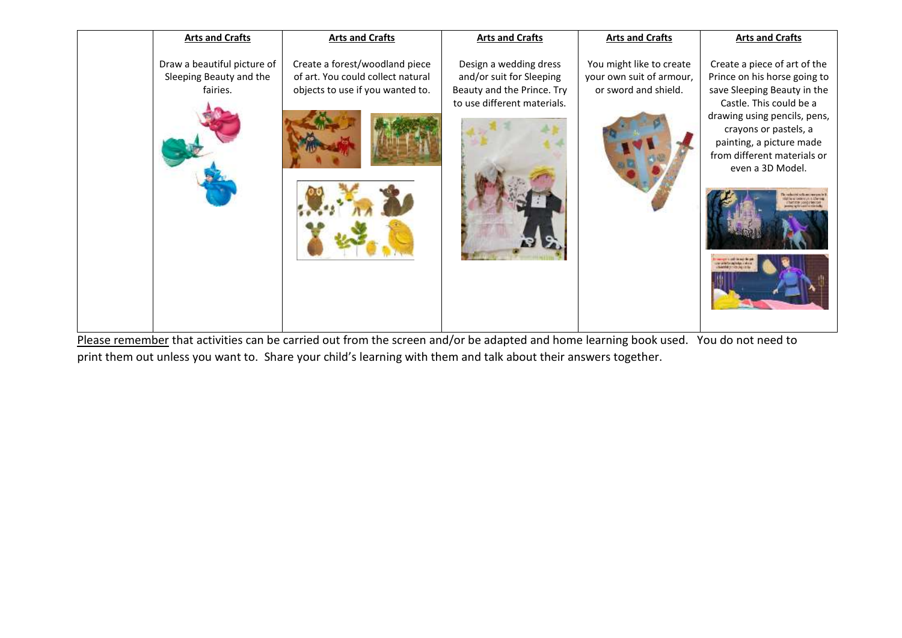| | Arts and Crafts | Arts and Crafts | Arts and Crafts | Arts and Crafts | Arts and Crafts |
|---|---|---|---|---|---|
| | Draw a beautiful picture of Sleeping Beauty and the fairies. | Create a forest/woodland piece of art. You could collect natural objects to use if you wanted to. | Design a wedding dress and/or suit for Sleeping Beauty and the Prince. Try to use different materials. | You might like to create your own suit of armour, or sword and shield. | Create a piece of art of the Prince on his horse going to save Sleeping Beauty in the Castle. This could be a drawing using pencils, pens, crayons or pastels, a painting, a picture made from different materials or even a 3D Model. |

Please remember that activities can be carried out from the screen and/or be adapted and home learning book used. You do not need to print them out unless you want to. Share your child's learning with them and talk about their answers together.